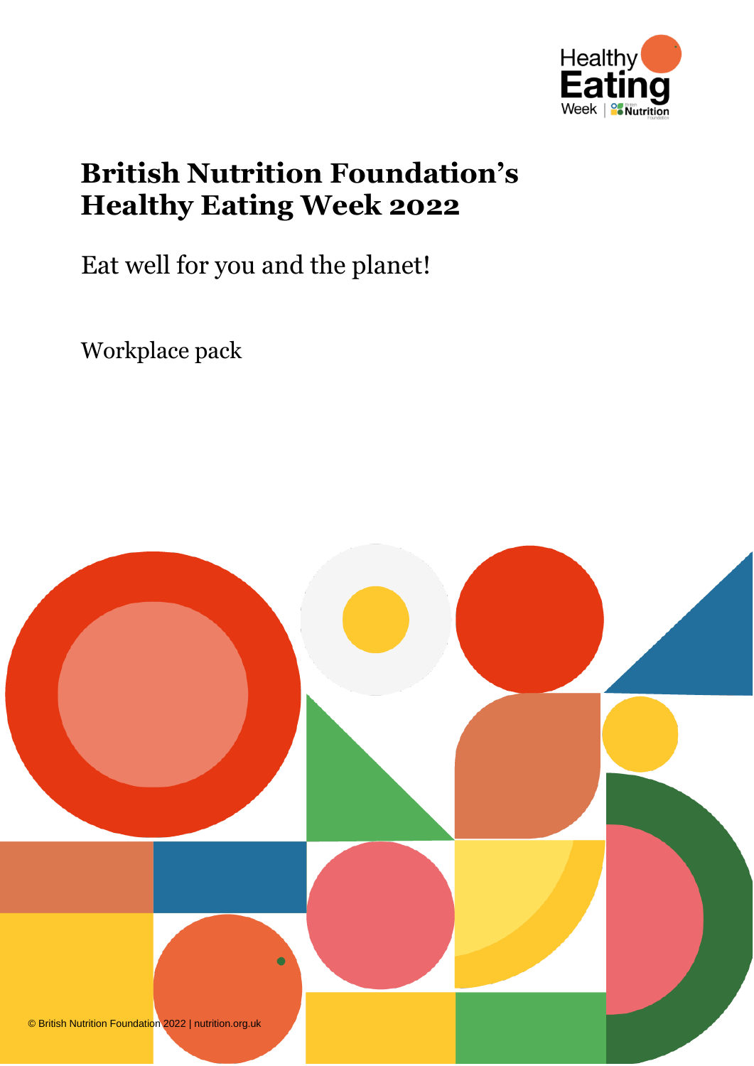# British Nutrition Foundation's Healthy Eating Week 2022

Eat well for you and the planet!

Workplace pack

© British Nutrition Foundation 2022 | nutrition.org.uk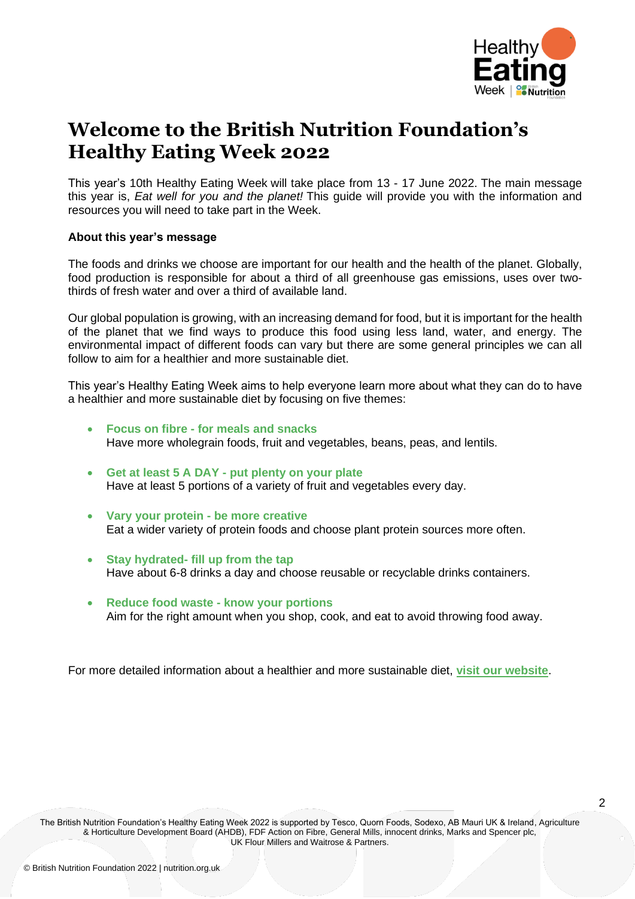# Welcome to the British Nutrition Foundation's Healthy Eating Week 2022

This year's 10th Healthy Eating Week will take place from 13 - 17 June 2022. The main message this year is, *Eat well for you and the planet!* This guide will provide you with the information and resources you will need to take part in the Week.

**About this year's message**

The foods and drinks we choose are important for our health and the health of the planet. Globally, food production is responsible for about a third of all greenhouse gas emissions, uses over two-thirds of fresh water and over a third of available land.

Our global population is growing, with an increasing demand for food, but it is important for the health of the planet that we find ways to produce this food using less land, water, and energy. The environmental impact of different foods can vary but there are some general principles we can all follow to aim for a healthier and more sustainable diet.

This year's Healthy Eating Week aims to help everyone learn more about what they can do to have a healthier and more sustainable diet by focusing on five themes:

- **Focus on fibre - for meals and snacks**
  Have more wholegrain foods, fruit and vegetables, beans, peas, and lentils.

- **Get at least 5 A DAY - put plenty on your plate**
  Have at least 5 portions of a variety of fruit and vegetables every day.

- **Vary your protein - be more creative**
  Eat a wider variety of protein foods and choose plant protein sources more often.

- **Stay hydrated- fill up from the tap**
  Have about 6-8 drinks a day and choose reusable or recyclable drinks containers.

- **Reduce food waste - know your portions**
  Aim for the right amount when you shop, cook, and eat to avoid throwing food away.

For more detailed information about a healthier and more sustainable diet, **visit our website**.

The British Nutrition Foundation's Healthy Eating Week 2022 is supported by Tesco, Quorn Foods, Sodexo, AB Mauri UK & Ireland, Agriculture & Horticulture Development Board (AHDB), FDF Action on Fibre, General Mills, innocent drinks, Marks and Spencer plc, UK Flour Millers and Waitrose & Partners.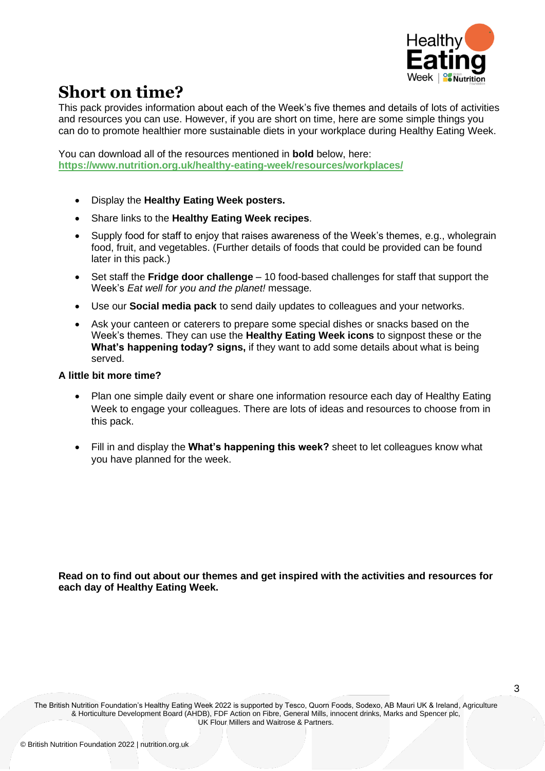# Short on time?

This pack provides information about each of the Week's five themes and details of lots of activities and resources you can use. However, if you are short on time, here are some simple things you can do to promote healthier more sustainable diets in your workplace during Healthy Eating Week.

You can download all of the resources mentioned in **bold** below, here: https://www.nutrition.org.uk/healthy-eating-week/resources/workplaces/

- Display the **Healthy Eating Week posters.**
- Share links to the **Healthy Eating Week recipes**.
- Supply food for staff to enjoy that raises awareness of the Week's themes, e.g., wholegrain food, fruit, and vegetables. (Further details of foods that could be provided can be found later in this pack.)
- Set staff the **Fridge door challenge** – 10 food-based challenges for staff that support the Week's *Eat well for you and the planet!* message.
- Use our **Social media pack** to send daily updates to colleagues and your networks.
- Ask your canteen or caterers to prepare some special dishes or snacks based on the Week's themes. They can use the **Healthy Eating Week icons** to signpost these or the **What's happening today? signs,** if they want to add some details about what is being served.

**A little bit more time?**

- Plan one simple daily event or share one information resource each day of Healthy Eating Week to engage your colleagues. There are lots of ideas and resources to choose from in this pack.
- Fill in and display the **What's happening this week?** sheet to let colleagues know what you have planned for the week.

**Read on to find out about our themes and get inspired with the activities and resources for each day of Healthy Eating Week.**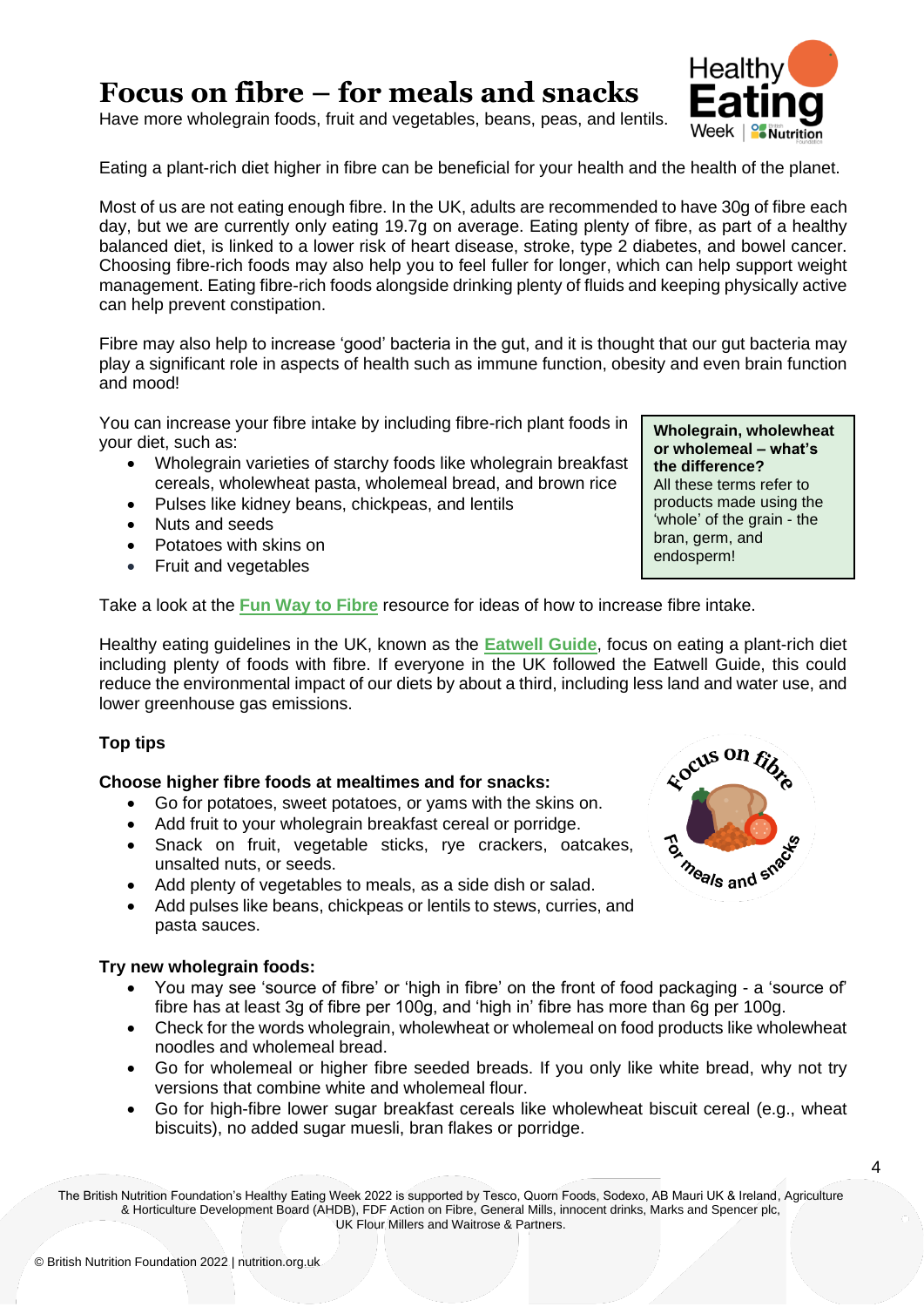# Focus on fibre – for meals and snacks

Have more wholegrain foods, fruit and vegetables, beans, peas, and lentils.

Eating a plant-rich diet higher in fibre can be beneficial for your health and the health of the planet.

Most of us are not eating enough fibre. In the UK, adults are recommended to have 30g of fibre each day, but we are currently only eating 19.7g on average. Eating plenty of fibre, as part of a healthy balanced diet, is linked to a lower risk of heart disease, stroke, type 2 diabetes, and bowel cancer. Choosing fibre-rich foods may also help you to feel fuller for longer, which can help support weight management. Eating fibre-rich foods alongside drinking plenty of fluids and keeping physically active can help prevent constipation.

Fibre may also help to increase 'good' bacteria in the gut, and it is thought that our gut bacteria may play a significant role in aspects of health such as immune function, obesity and even brain function and mood!

You can increase your fibre intake by including fibre-rich plant foods in your diet, such as:

- Wholegrain varieties of starchy foods like wholegrain breakfast cereals, wholewheat pasta, wholemeal bread, and brown rice
- Pulses like kidney beans, chickpeas, and lentils
- Nuts and seeds
- Potatoes with skins on
- Fruit and vegetables

> **Wholegrain, wholewheat or wholemeal – what's the difference?**
> All these terms refer to products made using the 'whole' of the grain - the bran, germ, and endosperm!

Take a look at the **Fun Way to Fibre** resource for ideas of how to increase fibre intake.

Healthy eating guidelines in the UK, known as the **Eatwell Guide**, focus on eating a plant-rich diet including plenty of foods with fibre. If everyone in the UK followed the Eatwell Guide, this could reduce the environmental impact of our diets by about a third, including less land and water use, and lower greenhouse gas emissions.

**Top tips**

**Choose higher fibre foods at mealtimes and for snacks:**

- Go for potatoes, sweet potatoes, or yams with the skins on.
- Add fruit to your wholegrain breakfast cereal or porridge.
- Snack on fruit, vegetable sticks, rye crackers, oatcakes, unsalted nuts, or seeds.
- Add plenty of vegetables to meals, as a side dish or salad.
- Add pulses like beans, chickpeas or lentils to stews, curries, and pasta sauces.

**Try new wholegrain foods:**

- You may see 'source of fibre' or 'high in fibre' on the front of food packaging - a 'source of' fibre has at least 3g of fibre per 100g, and 'high in' fibre has more than 6g per 100g.
- Check for the words wholegrain, wholewheat or wholemeal on food products like wholewheat noodles and wholemeal bread.
- Go for wholemeal or higher fibre seeded breads. If you only like white bread, why not try versions that combine white and wholemeal flour.
- Go for high-fibre lower sugar breakfast cereals like wholewheat biscuit cereal (e.g., wheat biscuits), no added sugar muesli, bran flakes or porridge.

The British Nutrition Foundation's Healthy Eating Week 2022 is supported by Tesco, Quorn Foods, Sodexo, AB Mauri UK & Ireland, Agriculture & Horticulture Development Board (AHDB), FDF Action on Fibre, General Mills, innocent drinks, Marks and Spencer plc, UK Flour Millers and Waitrose & Partners.

© British Nutrition Foundation 2022 | nutrition.org.uk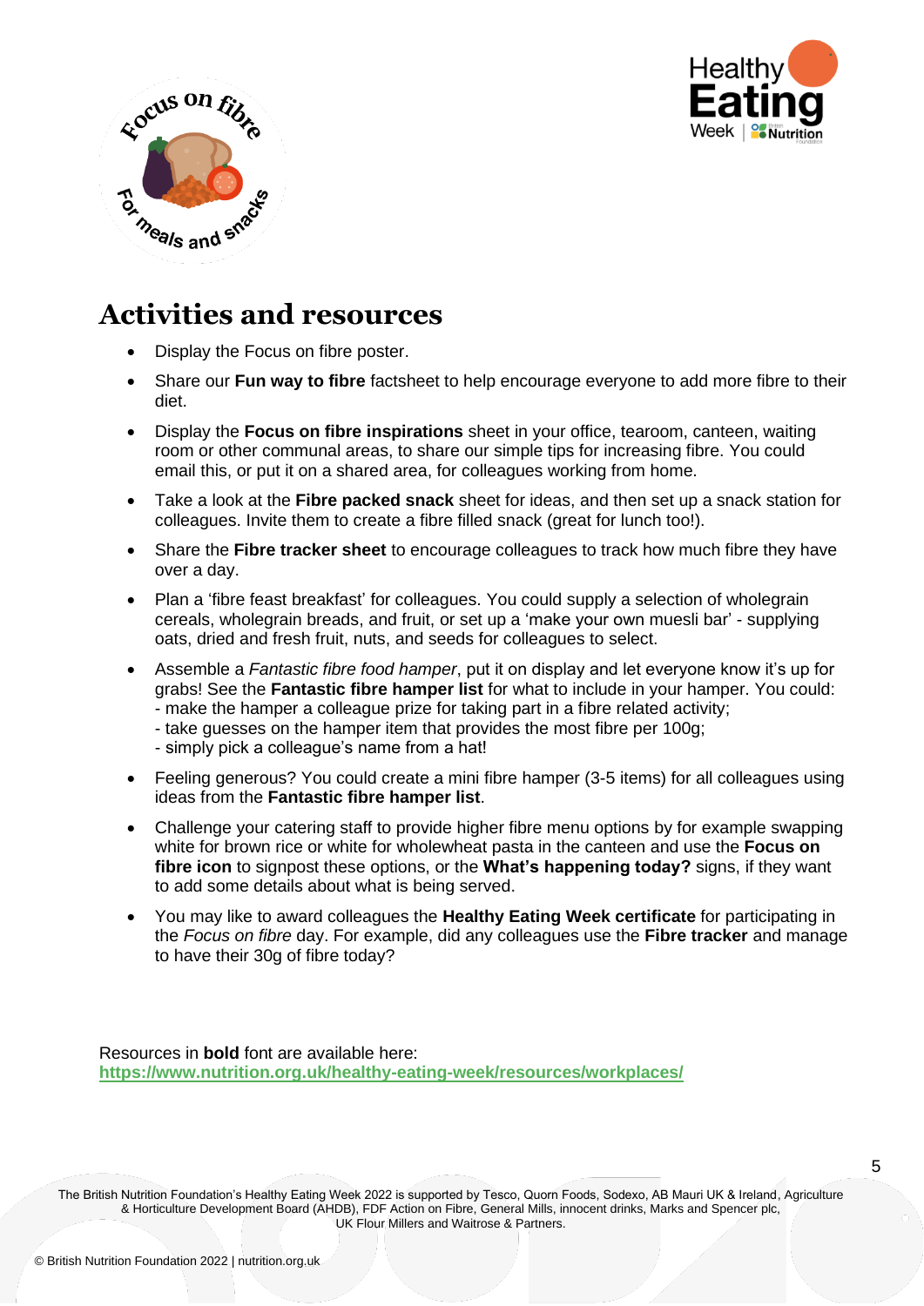## Activities and resources

- Display the Focus on fibre poster.
- Share our **Fun way to fibre** factsheet to help encourage everyone to add more fibre to their diet.
- Display the **Focus on fibre inspirations** sheet in your office, tearoom, canteen, waiting room or other communal areas, to share our simple tips for increasing fibre. You could email this, or put it on a shared area, for colleagues working from home.
- Take a look at the **Fibre packed snack** sheet for ideas, and then set up a snack station for colleagues. Invite them to create a fibre filled snack (great for lunch too!).
- Share the **Fibre tracker sheet** to encourage colleagues to track how much fibre they have over a day.
- Plan a 'fibre feast breakfast' for colleagues. You could supply a selection of wholegrain cereals, wholegrain breads, and fruit, or set up a 'make your own muesli bar' - supplying oats, dried and fresh fruit, nuts, and seeds for colleagues to select.
- Assemble a *Fantastic fibre food hamper*, put it on display and let everyone know it's up for grabs! See the **Fantastic fibre hamper list** for what to include in your hamper. You could:
  - make the hamper a colleague prize for taking part in a fibre related activity;
  - take guesses on the hamper item that provides the most fibre per 100g;
  - simply pick a colleague's name from a hat!
- Feeling generous? You could create a mini fibre hamper (3-5 items) for all colleagues using ideas from the **Fantastic fibre hamper list**.
- Challenge your catering staff to provide higher fibre menu options by for example swapping white for brown rice or white for wholewheat pasta in the canteen and use the **Focus on fibre icon** to signpost these options, or the **What's happening today?** signs, if they want to add some details about what is being served.
- You may like to award colleagues the **Healthy Eating Week certificate** for participating in the *Focus on fibre* day. For example, did any colleagues use the **Fibre tracker** and manage to have their 30g of fibre today?

Resources in **bold** font are available here:
**https://www.nutrition.org.uk/healthy-eating-week/resources/workplaces/**

The British Nutrition Foundation's Healthy Eating Week 2022 is supported by Tesco, Quorn Foods, Sodexo, AB Mauri UK & Ireland, Agriculture & Horticulture Development Board (AHDB), FDF Action on Fibre, General Mills, innocent drinks, Marks and Spencer plc, UK Flour Millers and Waitrose & Partners.

© British Nutrition Foundation 2022 | nutrition.org.uk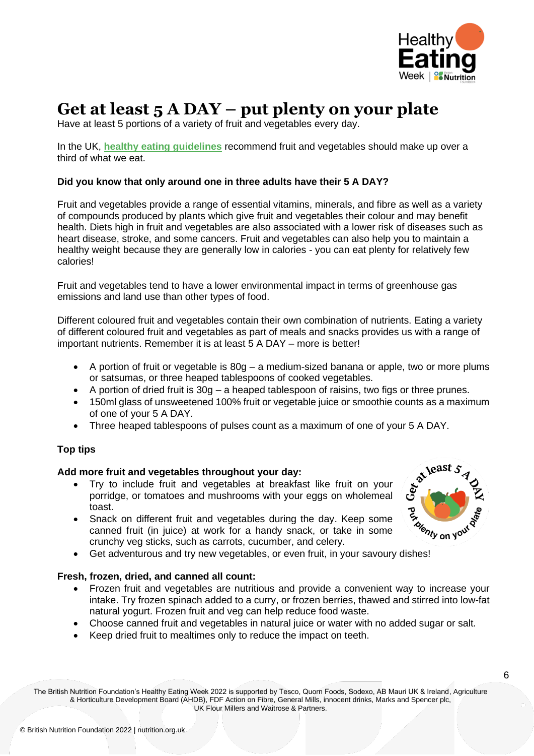# Get at least 5 A DAY – put plenty on your plate

Have at least 5 portions of a variety of fruit and vegetables every day.

In the UK, **healthy eating guidelines** recommend fruit and vegetables should make up over a third of what we eat.

**Did you know that only around one in three adults have their 5 A DAY?**

Fruit and vegetables provide a range of essential vitamins, minerals, and fibre as well as a variety of compounds produced by plants which give fruit and vegetables their colour and may benefit health. Diets high in fruit and vegetables are also associated with a lower risk of diseases such as heart disease, stroke, and some cancers. Fruit and vegetables can also help you to maintain a healthy weight because they are generally low in calories - you can eat plenty for relatively few calories!

Fruit and vegetables tend to have a lower environmental impact in terms of greenhouse gas emissions and land use than other types of food.

Different coloured fruit and vegetables contain their own combination of nutrients. Eating a variety of different coloured fruit and vegetables as part of meals and snacks provides us with a range of important nutrients. Remember it is at least 5 A DAY – more is better!

- A portion of fruit or vegetable is 80g – a medium-sized banana or apple, two or more plums or satsumas, or three heaped tablespoons of cooked vegetables.
- A portion of dried fruit is 30g – a heaped tablespoon of raisins, two figs or three prunes.
- 150ml glass of unsweetened 100% fruit or vegetable juice or smoothie counts as a maximum of one of your 5 A DAY.
- Three heaped tablespoons of pulses count as a maximum of one of your 5 A DAY.

**Top tips**

**Add more fruit and vegetables throughout your day:**

- Try to include fruit and vegetables at breakfast like fruit on your porridge, or tomatoes and mushrooms with your eggs on wholemeal toast.
- Snack on different fruit and vegetables during the day. Keep some canned fruit (in juice) at work for a handy snack, or take in some crunchy veg sticks, such as carrots, cucumber, and celery.
- Get adventurous and try new vegetables, or even fruit, in your savoury dishes!

**Fresh, frozen, dried, and canned all count:**

- Frozen fruit and vegetables are nutritious and provide a convenient way to increase your intake. Try frozen spinach added to a curry, or frozen berries, thawed and stirred into low-fat natural yogurt. Frozen fruit and veg can help reduce food waste.
- Choose canned fruit and vegetables in natural juice or water with no added sugar or salt.
- Keep dried fruit to mealtimes only to reduce the impact on teeth.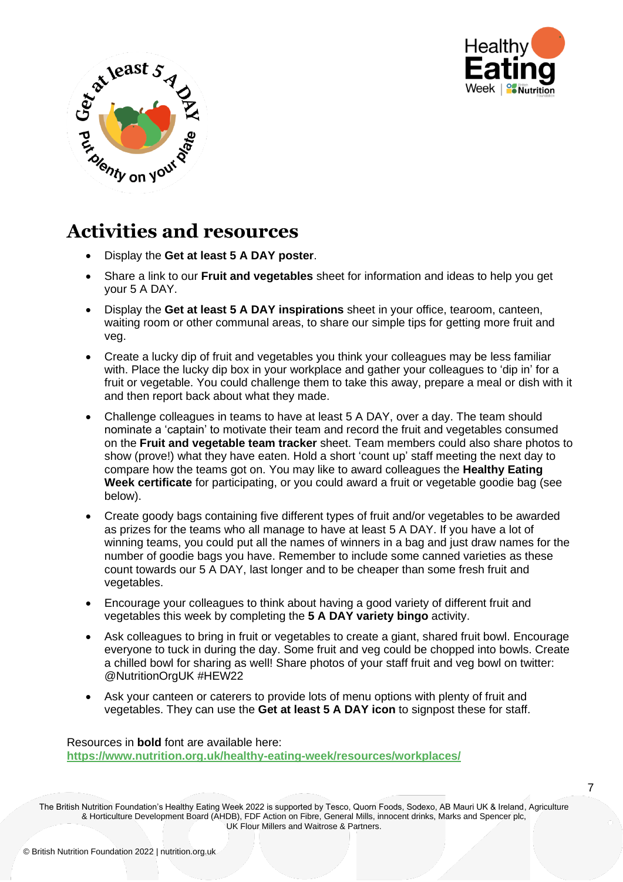## Activities and resources

- Display the **Get at least 5 A DAY poster**.
- Share a link to our **Fruit and vegetables** sheet for information and ideas to help you get your 5 A DAY.
- Display the **Get at least 5 A DAY inspirations** sheet in your office, tearoom, canteen, waiting room or other communal areas, to share our simple tips for getting more fruit and veg.
- Create a lucky dip of fruit and vegetables you think your colleagues may be less familiar with. Place the lucky dip box in your workplace and gather your colleagues to 'dip in' for a fruit or vegetable. You could challenge them to take this away, prepare a meal or dish with it and then report back about what they made.
- Challenge colleagues in teams to have at least 5 A DAY, over a day. The team should nominate a 'captain' to motivate their team and record the fruit and vegetables consumed on the **Fruit and vegetable team tracker** sheet. Team members could also share photos to show (prove!) what they have eaten. Hold a short 'count up' staff meeting the next day to compare how the teams got on. You may like to award colleagues the **Healthy Eating Week certificate** for participating, or you could award a fruit or vegetable goodie bag (see below).
- Create goody bags containing five different types of fruit and/or vegetables to be awarded as prizes for the teams who all manage to have at least 5 A DAY. If you have a lot of winning teams, you could put all the names of winners in a bag and just draw names for the number of goodie bags you have. Remember to include some canned varieties as these count towards our 5 A DAY, last longer and to be cheaper than some fresh fruit and vegetables.
- Encourage your colleagues to think about having a good variety of different fruit and vegetables this week by completing the **5 A DAY variety bingo** activity.
- Ask colleagues to bring in fruit or vegetables to create a giant, shared fruit bowl. Encourage everyone to tuck in during the day. Some fruit and veg could be chopped into bowls. Create a chilled bowl for sharing as well! Share photos of your staff fruit and veg bowl on twitter: @NutritionOrgUK #HEW22
- Ask your canteen or caterers to provide lots of menu options with plenty of fruit and vegetables. They can use the **Get at least 5 A DAY icon** to signpost these for staff.

Resources in **bold** font are available here:
https://www.nutrition.org.uk/healthy-eating-week/resources/workplaces/

The British Nutrition Foundation's Healthy Eating Week 2022 is supported by Tesco, Quorn Foods, Sodexo, AB Mauri UK & Ireland, Agriculture & Horticulture Development Board (AHDB), FDF Action on Fibre, General Mills, innocent drinks, Marks and Spencer plc, UK Flour Millers and Waitrose & Partners.

© British Nutrition Foundation 2022 | nutrition.org.uk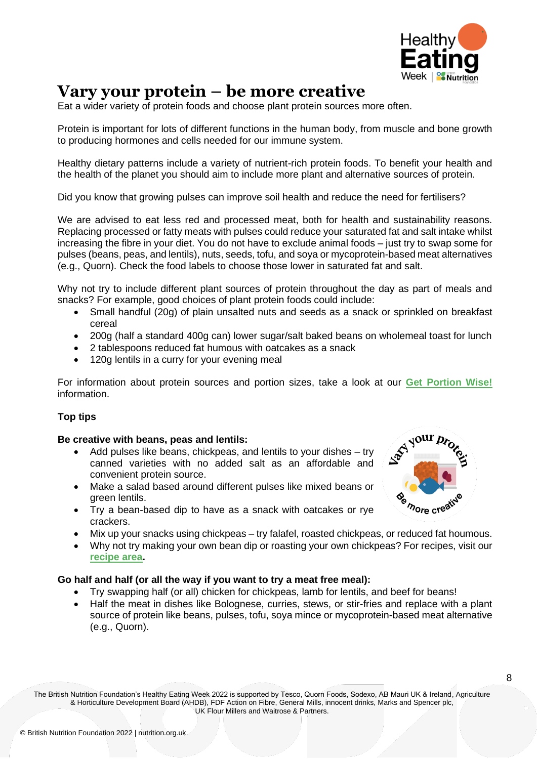# Vary your protein – be more creative

Eat a wider variety of protein foods and choose plant protein sources more often.

Protein is important for lots of different functions in the human body, from muscle and bone growth to producing hormones and cells needed for our immune system.

Healthy dietary patterns include a variety of nutrient-rich protein foods. To benefit your health and the health of the planet you should aim to include more plant and alternative sources of protein.

Did you know that growing pulses can improve soil health and reduce the need for fertilisers?

We are advised to eat less red and processed meat, both for health and sustainability reasons. Replacing processed or fatty meats with pulses could reduce your saturated fat and salt intake whilst increasing the fibre in your diet. You do not have to exclude animal foods – just try to swap some for pulses (beans, peas, and lentils), nuts, seeds, tofu, and soya or mycoprotein-based meat alternatives (e.g., Quorn). Check the food labels to choose those lower in saturated fat and salt.

Why not try to include different plant sources of protein throughout the day as part of meals and snacks? For example, good choices of plant protein foods could include:

- Small handful (20g) of plain unsalted nuts and seeds as a snack or sprinkled on breakfast cereal
- 200g (half a standard 400g can) lower sugar/salt baked beans on wholemeal toast for lunch
- 2 tablespoons reduced fat humous with oatcakes as a snack
- 120g lentils in a curry for your evening meal

For information about protein sources and portion sizes, take a look at our **Get Portion Wise!** information.

**Top tips**

**Be creative with beans, peas and lentils:**

- Add pulses like beans, chickpeas, and lentils to your dishes – try canned varieties with no added salt as an affordable and convenient protein source.
- Make a salad based around different pulses like mixed beans or green lentils.
- Try a bean-based dip to have as a snack with oatcakes or rye crackers.
- Mix up your snacks using chickpeas – try falafel, roasted chickpeas, or reduced fat houmous.
- Why not try making your own bean dip or roasting your own chickpeas? For recipes, visit our **recipe area**.

**Go half and half (or all the way if you want to try a meat free meal):**

- Try swapping half (or all) chicken for chickpeas, lamb for lentils, and beef for beans!
- Half the meat in dishes like Bolognese, curries, stews, or stir-fries and replace with a plant source of protein like beans, pulses, tofu, soya mince or mycoprotein-based meat alternative (e.g., Quorn).

The British Nutrition Foundation's Healthy Eating Week 2022 is supported by Tesco, Quorn Foods, Sodexo, AB Mauri UK & Ireland, Agriculture & Horticulture Development Board (AHDB), FDF Action on Fibre, General Mills, innocent drinks, Marks and Spencer plc, UK Flour Millers and Waitrose & Partners.

© British Nutrition Foundation 2022 | nutrition.org.uk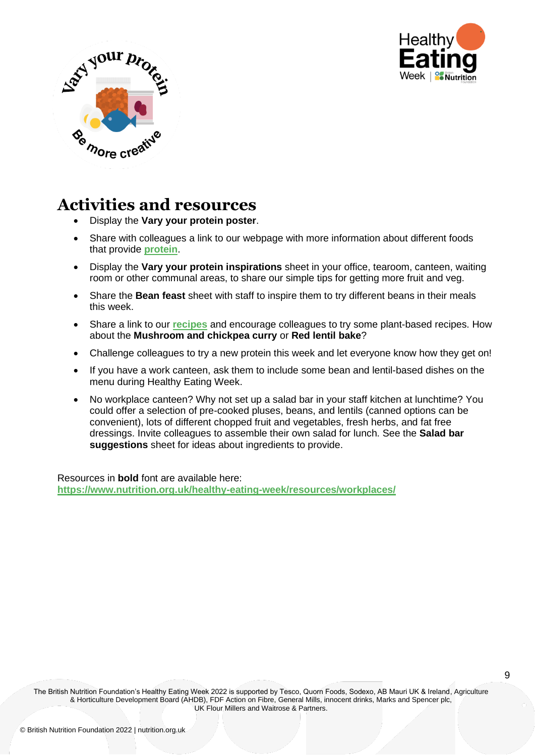## Activities and resources

- Display the **Vary your protein poster**.
- Share with colleagues a link to our webpage with more information about different foods that provide **protein**.
- Display the **Vary your protein inspirations** sheet in your office, tearoom, canteen, waiting room or other communal areas, to share our simple tips for getting more fruit and veg.
- Share the **Bean feast** sheet with staff to inspire them to try different beans in their meals this week.
- Share a link to our **recipes** and encourage colleagues to try some plant-based recipes. How about the **Mushroom and chickpea curry** or **Red lentil bake**?
- Challenge colleagues to try a new protein this week and let everyone know how they get on!
- If you have a work canteen, ask them to include some bean and lentil-based dishes on the menu during Healthy Eating Week.
- No workplace canteen? Why not set up a salad bar in your staff kitchen at lunchtime? You could offer a selection of pre-cooked pluses, beans, and lentils (canned options can be convenient), lots of different chopped fruit and vegetables, fresh herbs, and fat free dressings. Invite colleagues to assemble their own salad for lunch. See the **Salad bar suggestions** sheet for ideas about ingredients to provide.

Resources in **bold** font are available here:
**https://www.nutrition.org.uk/healthy-eating-week/resources/workplaces/**

The British Nutrition Foundation's Healthy Eating Week 2022 is supported by Tesco, Quorn Foods, Sodexo, AB Mauri UK & Ireland, Agriculture & Horticulture Development Board (AHDB), FDF Action on Fibre, General Mills, innocent drinks, Marks and Spencer plc, UK Flour Millers and Waitrose & Partners.

© British Nutrition Foundation 2022 | nutrition.org.uk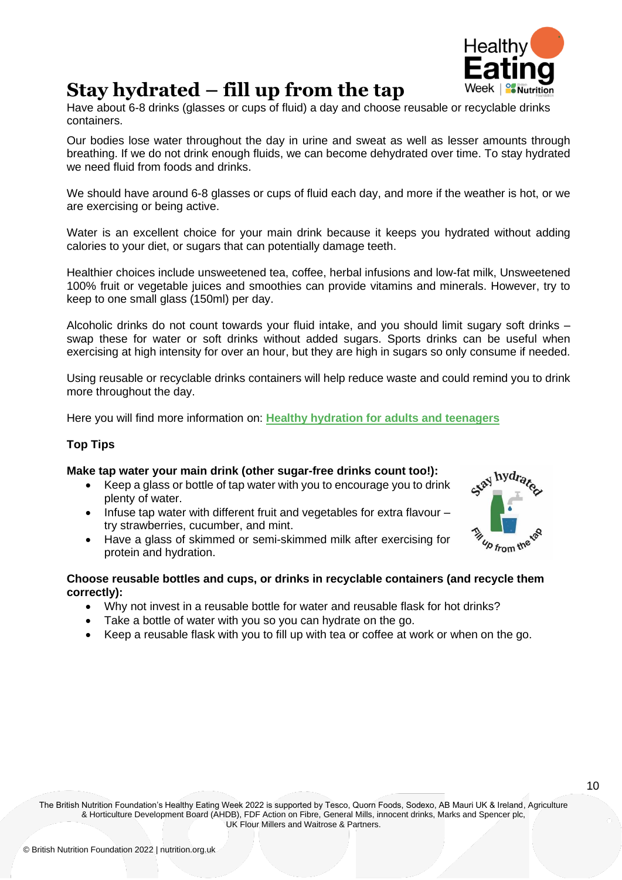# Stay hydrated – fill up from the tap

Have about 6-8 drinks (glasses or cups of fluid) a day and choose reusable or recyclable drinks containers.

Our bodies lose water throughout the day in urine and sweat as well as lesser amounts through breathing. If we do not drink enough fluids, we can become dehydrated over time. To stay hydrated we need fluid from foods and drinks.

We should have around 6-8 glasses or cups of fluid each day, and more if the weather is hot, or we are exercising or being active.

Water is an excellent choice for your main drink because it keeps you hydrated without adding calories to your diet, or sugars that can potentially damage teeth.

Healthier choices include unsweetened tea, coffee, herbal infusions and low-fat milk, Unsweetened 100% fruit or vegetable juices and smoothies can provide vitamins and minerals. However, try to keep to one small glass (150ml) per day.

Alcoholic drinks do not count towards your fluid intake, and you should limit sugary soft drinks – swap these for water or soft drinks without added sugars. Sports drinks can be useful when exercising at high intensity for over an hour, but they are high in sugars so only consume if needed.

Using reusable or recyclable drinks containers will help reduce waste and could remind you to drink more throughout the day.

Here you will find more information on: **Healthy hydration for adults and teenagers**

**Top Tips**

**Make tap water your main drink (other sugar-free drinks count too!):**

- Keep a glass or bottle of tap water with you to encourage you to drink plenty of water.
- Infuse tap water with different fruit and vegetables for extra flavour – try strawberries, cucumber, and mint.
- Have a glass of skimmed or semi-skimmed milk after exercising for protein and hydration.

**Choose reusable bottles and cups, or drinks in recyclable containers (and recycle them correctly):**

- Why not invest in a reusable bottle for water and reusable flask for hot drinks?
- Take a bottle of water with you so you can hydrate on the go.
- Keep a reusable flask with you to fill up with tea or coffee at work or when on the go.

The British Nutrition Foundation's Healthy Eating Week 2022 is supported by Tesco, Quorn Foods, Sodexo, AB Mauri UK & Ireland, Agriculture & Horticulture Development Board (AHDB), FDF Action on Fibre, General Mills, innocent drinks, Marks and Spencer plc, UK Flour Millers and Waitrose & Partners.

© British Nutrition Foundation 2022 | nutrition.org.uk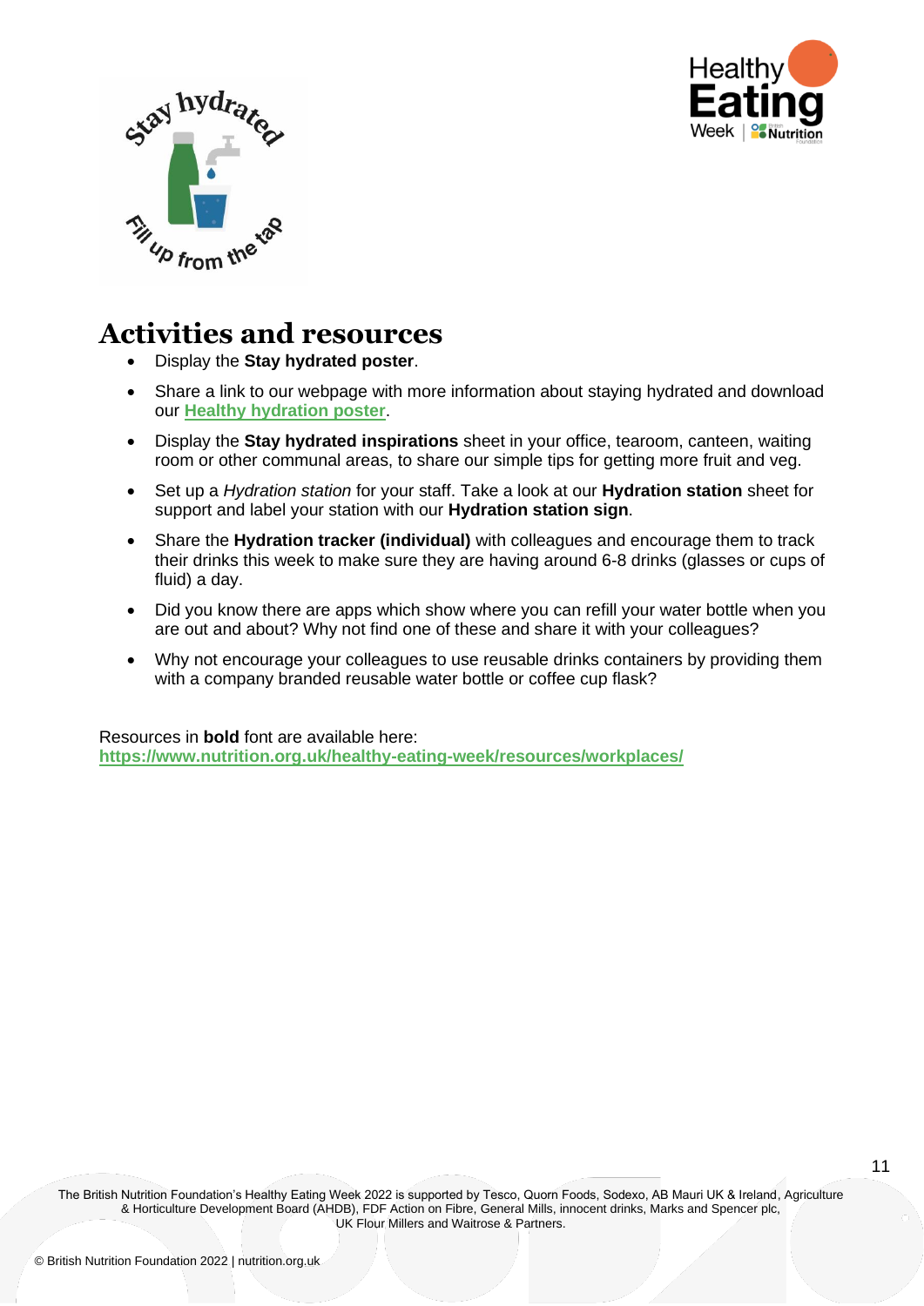## Activities and resources

- Display the **Stay hydrated poster**.
- Share a link to our webpage with more information about staying hydrated and download our **Healthy hydration poster**.
- Display the **Stay hydrated inspirations** sheet in your office, tearoom, canteen, waiting room or other communal areas, to share our simple tips for getting more fruit and veg.
- Set up a *Hydration station* for your staff. Take a look at our **Hydration station** sheet for support and label your station with our **Hydration station sign**.
- Share the **Hydration tracker (individual)** with colleagues and encourage them to track their drinks this week to make sure they are having around 6-8 drinks (glasses or cups of fluid) a day.
- Did you know there are apps which show where you can refill your water bottle when you are out and about? Why not find one of these and share it with your colleagues?
- Why not encourage your colleagues to use reusable drinks containers by providing them with a company branded reusable water bottle or coffee cup flask?

Resources in **bold** font are available here:
**https://www.nutrition.org.uk/healthy-eating-week/resources/workplaces/**

The British Nutrition Foundation's Healthy Eating Week 2022 is supported by Tesco, Quorn Foods, Sodexo, AB Mauri UK & Ireland, Agriculture & Horticulture Development Board (AHDB), FDF Action on Fibre, General Mills, innocent drinks, Marks and Spencer plc, UK Flour Millers and Waitrose & Partners.

© British Nutrition Foundation 2022 | nutrition.org.uk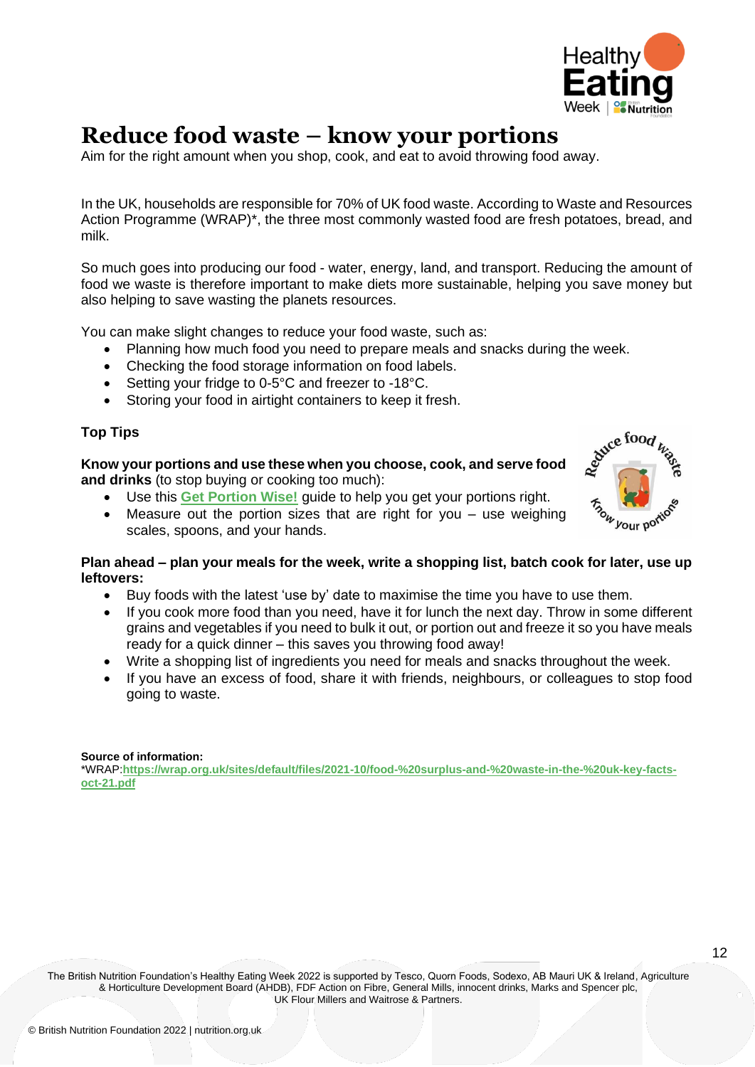# Reduce food waste – know your portions

Aim for the right amount when you shop, cook, and eat to avoid throwing food away.

In the UK, households are responsible for 70% of UK food waste. According to Waste and Resources Action Programme (WRAP)*, the three most commonly wasted food are fresh potatoes, bread, and milk.

So much goes into producing our food - water, energy, land, and transport. Reducing the amount of food we waste is therefore important to make diets more sustainable, helping you save money but also helping to save wasting the planets resources.

You can make slight changes to reduce your food waste, such as:

- Planning how much food you need to prepare meals and snacks during the week.
- Checking the food storage information on food labels.
- Setting your fridge to 0-5°C and freezer to -18°C.
- Storing your food in airtight containers to keep it fresh.

**Top Tips**

**Know your portions and use these when you choose, cook, and serve food and drinks** (to stop buying or cooking too much):

- Use this **Get Portion Wise!** guide to help you get your portions right.
- Measure out the portion sizes that are right for you – use weighing scales, spoons, and your hands.

**Plan ahead – plan your meals for the week, write a shopping list, batch cook for later, use up leftovers:**

- Buy foods with the latest 'use by' date to maximise the time you have to use them.
- If you cook more food than you need, have it for lunch the next day. Throw in some different grains and vegetables if you need to bulk it out, or portion out and freeze it so you have meals ready for a quick dinner – this saves you throwing food away!
- Write a shopping list of ingredients you need for meals and snacks throughout the week.
- If you have an excess of food, share it with friends, neighbours, or colleagues to stop food going to waste.

**Source of information:**
*WRAP:**https://wrap.org.uk/sites/default/files/2021-10/food-%20surplus-and-%20waste-in-the-%20uk-key-facts-oct-21.pdf**

The British Nutrition Foundation's Healthy Eating Week 2022 is supported by Tesco, Quorn Foods, Sodexo, AB Mauri UK & Ireland, Agriculture & Horticulture Development Board (AHDB), FDF Action on Fibre, General Mills, innocent drinks, Marks and Spencer plc, UK Flour Millers and Waitrose & Partners.

© British Nutrition Foundation 2022 | nutrition.org.uk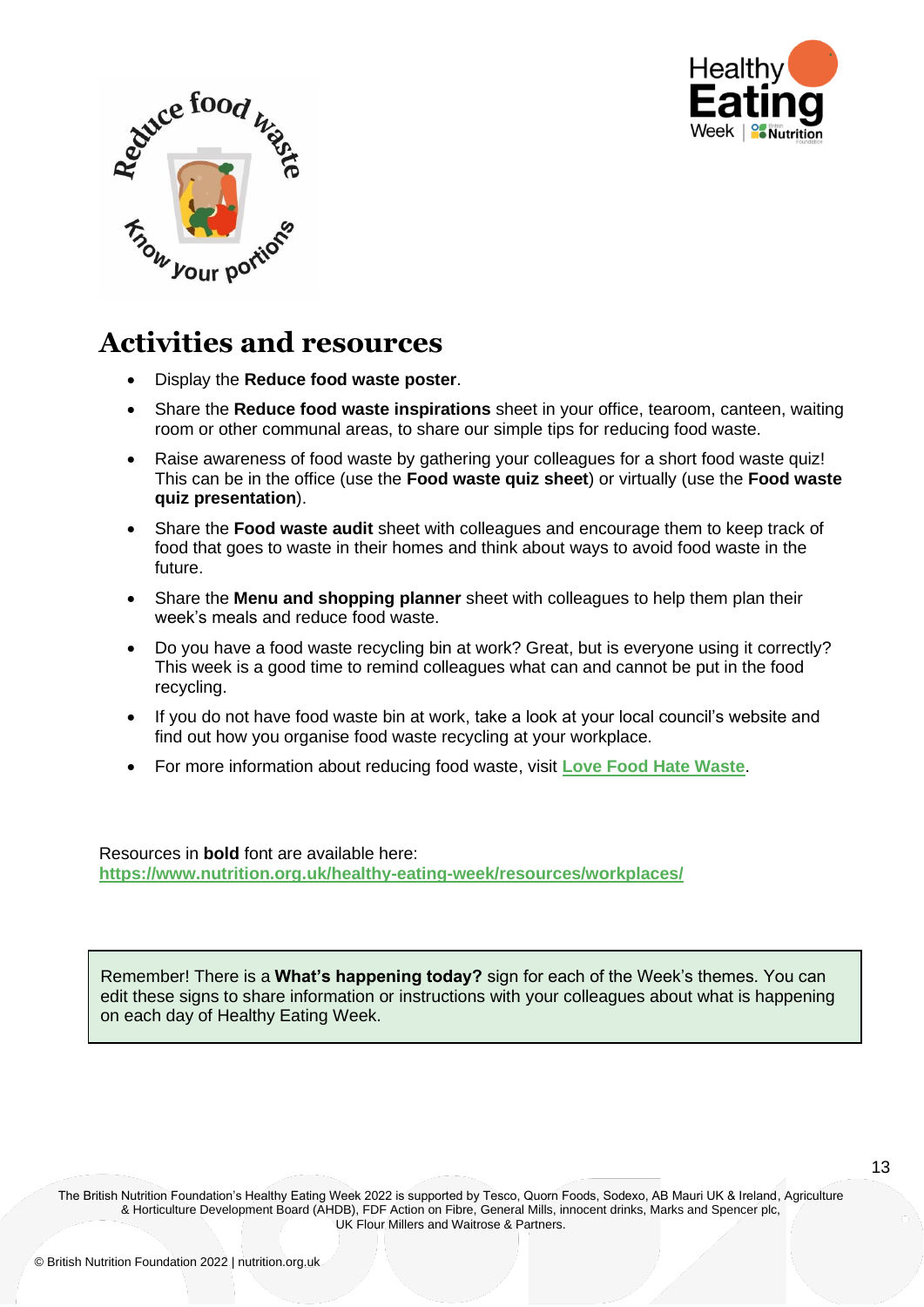## Activities and resources

- Display the **Reduce food waste poster**.
- Share the **Reduce food waste inspirations** sheet in your office, tearoom, canteen, waiting room or other communal areas, to share our simple tips for reducing food waste.
- Raise awareness of food waste by gathering your colleagues for a short food waste quiz! This can be in the office (use the **Food waste quiz sheet**) or virtually (use the **Food waste quiz presentation**).
- Share the **Food waste audit** sheet with colleagues and encourage them to keep track of food that goes to waste in their homes and think about ways to avoid food waste in the future.
- Share the **Menu and shopping planner** sheet with colleagues to help them plan their week's meals and reduce food waste.
- Do you have a food waste recycling bin at work? Great, but is everyone using it correctly? This week is a good time to remind colleagues what can and cannot be put in the food recycling.
- If you do not have food waste bin at work, take a look at your local council's website and find out how you organise food waste recycling at your workplace.
- For more information about reducing food waste, visit **Love Food Hate Waste**.

Resources in **bold** font are available here:
**https://www.nutrition.org.uk/healthy-eating-week/resources/workplaces/**

Remember! There is a **What's happening today?** sign for each of the Week's themes. You can edit these signs to share information or instructions with your colleagues about what is happening on each day of Healthy Eating Week.

The British Nutrition Foundation's Healthy Eating Week 2022 is supported by Tesco, Quorn Foods, Sodexo, AB Mauri UK & Ireland, Agriculture & Horticulture Development Board (AHDB), FDF Action on Fibre, General Mills, innocent drinks, Marks and Spencer plc, UK Flour Millers and Waitrose & Partners.

© British Nutrition Foundation 2022 | nutrition.org.uk